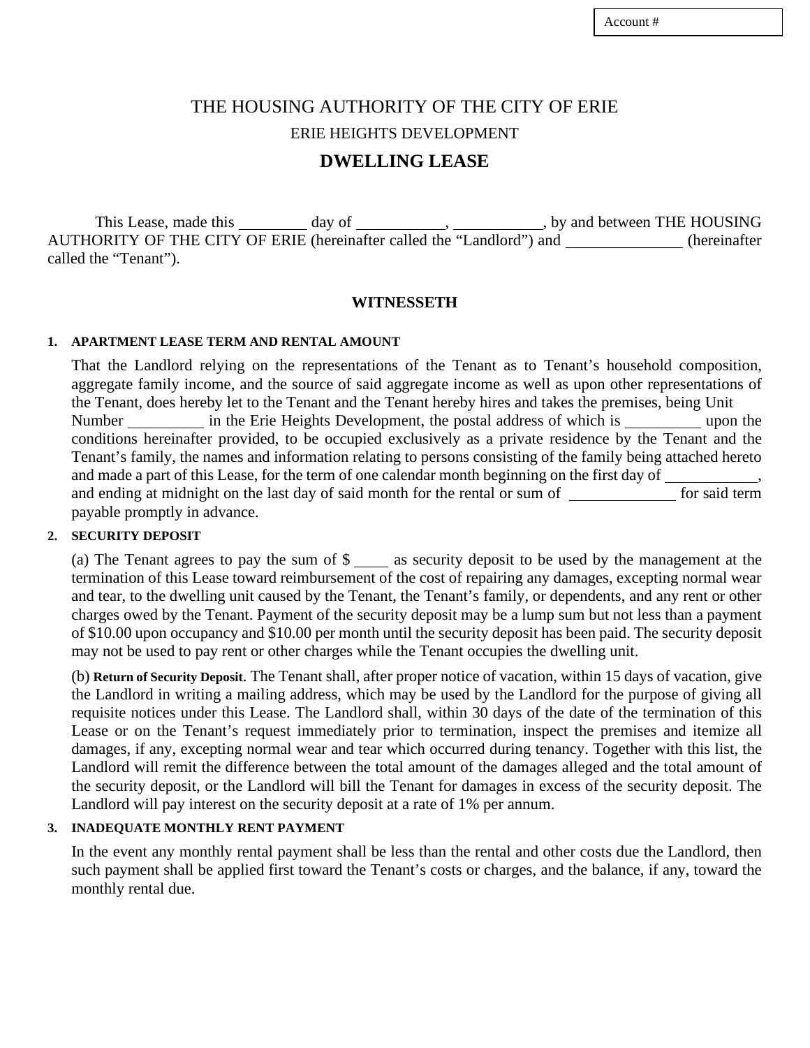Account #

# THE HOUSING AUTHORITY OF THE CITY OF ERIE

## ERIE HEIGHTS DEVELOPMENT

## DWELLING LEASE

This Lease, made this ________ day of __________, __________, by and between THE HOUSING AUTHORITY OF THE CITY OF ERIE (hereinafter called the "Landlord") and ______________ (hereinafter called the "Tenant").

**WITNESSETH**

**1. APARTMENT LEASE TERM AND RENTAL AMOUNT**

That the Landlord relying on the representations of the Tenant as to Tenant's household composition, aggregate family income, and the source of said aggregate income as well as upon other representations of the Tenant, does hereby let to the Tenant and the Tenant hereby hires and takes the premises, being Unit Number _________ in the Erie Heights Development, the postal address of which is _________ upon the conditions hereinafter provided, to be occupied exclusively as a private residence by the Tenant and the Tenant's family, the names and information relating to persons consisting of the family being attached hereto and made a part of this Lease, for the term of one calendar month beginning on the first day of ___________, and ending at midnight on the last day of said month for the rental or sum of _____________ for said term payable promptly in advance.

**2. SECURITY DEPOSIT**

(a) The Tenant agrees to pay the sum of $ ____ as security deposit to be used by the management at the termination of this Lease toward reimbursement of the cost of repairing any damages, excepting normal wear and tear, to the dwelling unit caused by the Tenant, the Tenant's family, or dependents, and any rent or other charges owed by the Tenant. Payment of the security deposit may be a lump sum but not less than a payment of $10.00 upon occupancy and $10.00 per month until the security deposit has been paid. The security deposit may not be used to pay rent or other charges while the Tenant occupies the dwelling unit.

(b) **Return of Security Deposit**. The Tenant shall, after proper notice of vacation, within 15 days of vacation, give the Landlord in writing a mailing address, which may be used by the Landlord for the purpose of giving all requisite notices under this Lease. The Landlord shall, within 30 days of the date of the termination of this Lease or on the Tenant's request immediately prior to termination, inspect the premises and itemize all damages, if any, excepting normal wear and tear which occurred during tenancy. Together with this list, the Landlord will remit the difference between the total amount of the damages alleged and the total amount of the security deposit, or the Landlord will bill the Tenant for damages in excess of the security deposit. The Landlord will pay interest on the security deposit at a rate of 1% per annum.

**3. INADEQUATE MONTHLY RENT PAYMENT**

In the event any monthly rental payment shall be less than the rental and other costs due the Landlord, then such payment shall be applied first toward the Tenant's costs or charges, and the balance, if any, toward the monthly rental due.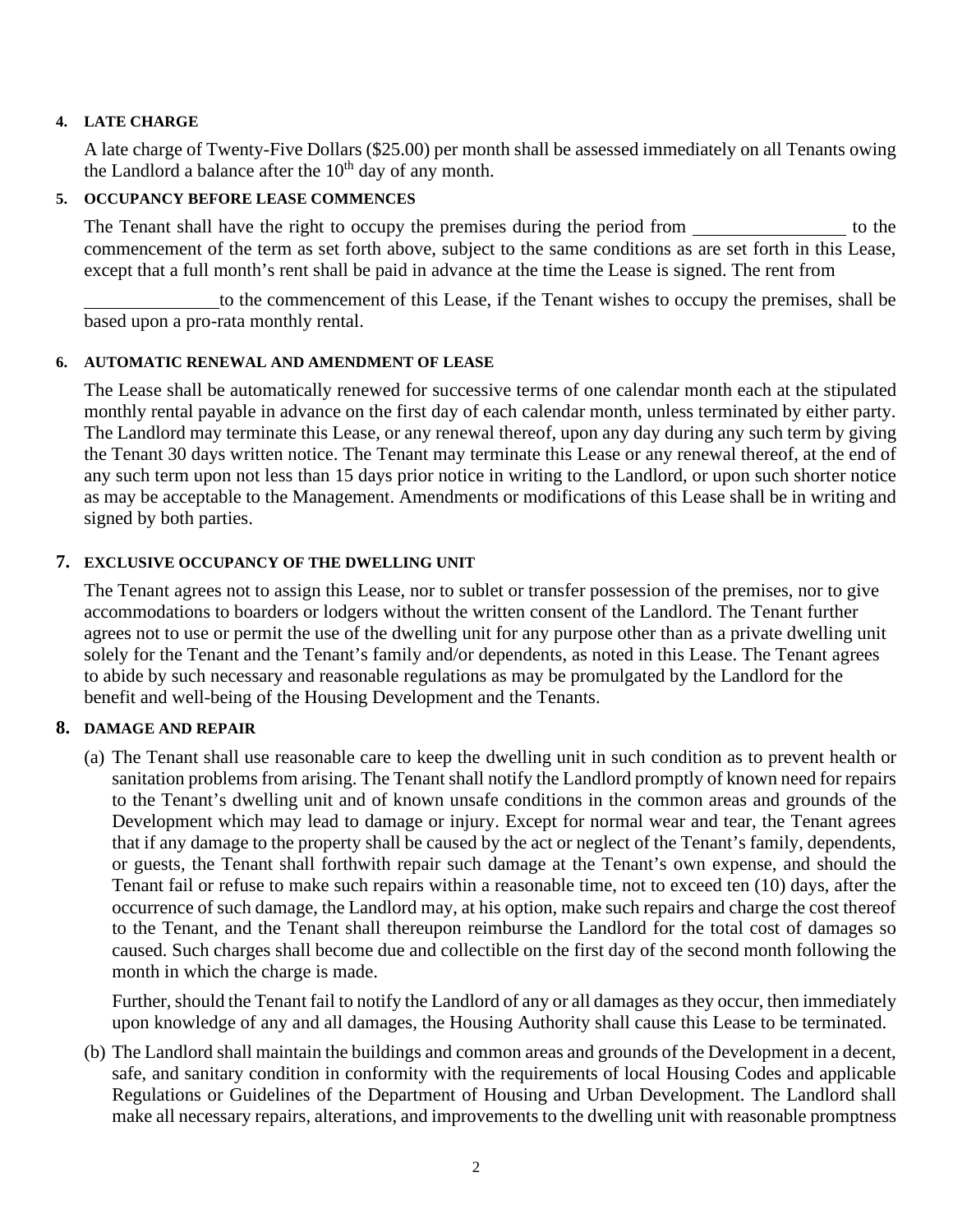### 4. LATE CHARGE

A late charge of Twenty-Five Dollars ($25.00) per month shall be assessed immediately on all Tenants owing the Landlord a balance after the 10th day of any month.

### 5. OCCUPANCY BEFORE LEASE COMMENCES

The Tenant shall have the right to occupy the premises during the period from ________________ to the commencement of the term as set forth above, subject to the same conditions as are set forth in this Lease, except that a full month's rent shall be paid in advance at the time the Lease is signed. The rent from

______________to the commencement of this Lease, if the Tenant wishes to occupy the premises, shall be based upon a pro-rata monthly rental.

### 6. AUTOMATIC RENEWAL AND AMENDMENT OF LEASE

The Lease shall be automatically renewed for successive terms of one calendar month each at the stipulated monthly rental payable in advance on the first day of each calendar month, unless terminated by either party. The Landlord may terminate this Lease, or any renewal thereof, upon any day during any such term by giving the Tenant 30 days written notice. The Tenant may terminate this Lease or any renewal thereof, at the end of any such term upon not less than 15 days prior notice in writing to the Landlord, or upon such shorter notice as may be acceptable to the Management. Amendments or modifications of this Lease shall be in writing and signed by both parties.

### 7. EXCLUSIVE OCCUPANCY OF THE DWELLING UNIT

The Tenant agrees not to assign this Lease, nor to sublet or transfer possession of the premises, nor to give accommodations to boarders or lodgers without the written consent of the Landlord. The Tenant further agrees not to use or permit the use of the dwelling unit for any purpose other than as a private dwelling unit solely for the Tenant and the Tenant's family and/or dependents, as noted in this Lease. The Tenant agrees to abide by such necessary and reasonable regulations as may be promulgated by the Landlord for the benefit and well-being of the Housing Development and the Tenants.

### 8. DAMAGE AND REPAIR

(a) The Tenant shall use reasonable care to keep the dwelling unit in such condition as to prevent health or sanitation problems from arising. The Tenant shall notify the Landlord promptly of known need for repairs to the Tenant's dwelling unit and of known unsafe conditions in the common areas and grounds of the Development which may lead to damage or injury. Except for normal wear and tear, the Tenant agrees that if any damage to the property shall be caused by the act or neglect of the Tenant's family, dependents, or guests, the Tenant shall forthwith repair such damage at the Tenant's own expense, and should the Tenant fail or refuse to make such repairs within a reasonable time, not to exceed ten (10) days, after the occurrence of such damage, the Landlord may, at his option, make such repairs and charge the cost thereof to the Tenant, and the Tenant shall thereupon reimburse the Landlord for the total cost of damages so caused. Such charges shall become due and collectible on the first day of the second month following the month in which the charge is made.

Further, should the Tenant fail to notify the Landlord of any or all damages as they occur, then immediately upon knowledge of any and all damages, the Housing Authority shall cause this Lease to be terminated.

(b) The Landlord shall maintain the buildings and common areas and grounds of the Development in a decent, safe, and sanitary condition in conformity with the requirements of local Housing Codes and applicable Regulations or Guidelines of the Department of Housing and Urban Development. The Landlord shall make all necessary repairs, alterations, and improvements to the dwelling unit with reasonable promptness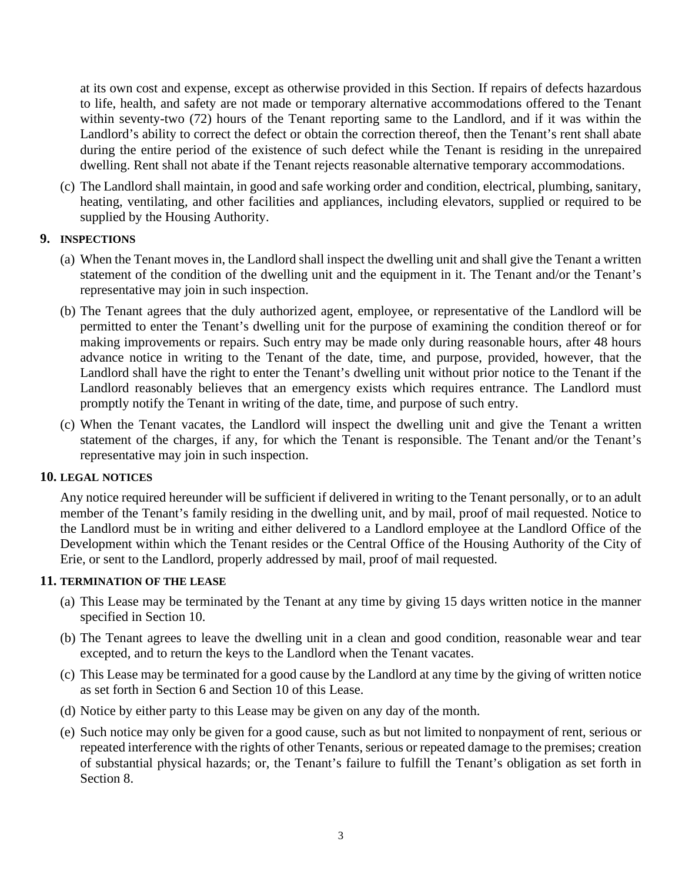at its own cost and expense, except as otherwise provided in this Section. If repairs of defects hazardous to life, health, and safety are not made or temporary alternative accommodations offered to the Tenant within seventy-two (72) hours of the Tenant reporting same to the Landlord, and if it was within the Landlord's ability to correct the defect or obtain the correction thereof, then the Tenant's rent shall abate during the entire period of the existence of such defect while the Tenant is residing in the unrepaired dwelling. Rent shall not abate if the Tenant rejects reasonable alternative temporary accommodations.

(c) The Landlord shall maintain, in good and safe working order and condition, electrical, plumbing, sanitary, heating, ventilating, and other facilities and appliances, including elevators, supplied or required to be supplied by the Housing Authority.

## 9. INSPECTIONS

(a) When the Tenant moves in, the Landlord shall inspect the dwelling unit and shall give the Tenant a written statement of the condition of the dwelling unit and the equipment in it. The Tenant and/or the Tenant's representative may join in such inspection.

(b) The Tenant agrees that the duly authorized agent, employee, or representative of the Landlord will be permitted to enter the Tenant's dwelling unit for the purpose of examining the condition thereof or for making improvements or repairs. Such entry may be made only during reasonable hours, after 48 hours advance notice in writing to the Tenant of the date, time, and purpose, provided, however, that the Landlord shall have the right to enter the Tenant's dwelling unit without prior notice to the Tenant if the Landlord reasonably believes that an emergency exists which requires entrance. The Landlord must promptly notify the Tenant in writing of the date, time, and purpose of such entry.

(c) When the Tenant vacates, the Landlord will inspect the dwelling unit and give the Tenant a written statement of the charges, if any, for which the Tenant is responsible. The Tenant and/or the Tenant's representative may join in such inspection.

## 10. LEGAL NOTICES

Any notice required hereunder will be sufficient if delivered in writing to the Tenant personally, or to an adult member of the Tenant's family residing in the dwelling unit, and by mail, proof of mail requested. Notice to the Landlord must be in writing and either delivered to a Landlord employee at the Landlord Office of the Development within which the Tenant resides or the Central Office of the Housing Authority of the City of Erie, or sent to the Landlord, properly addressed by mail, proof of mail requested.

## 11. TERMINATION OF THE LEASE

(a) This Lease may be terminated by the Tenant at any time by giving 15 days written notice in the manner specified in Section 10.

(b) The Tenant agrees to leave the dwelling unit in a clean and good condition, reasonable wear and tear excepted, and to return the keys to the Landlord when the Tenant vacates.

(c) This Lease may be terminated for a good cause by the Landlord at any time by the giving of written notice as set forth in Section 6 and Section 10 of this Lease.

(d) Notice by either party to this Lease may be given on any day of the month.

(e) Such notice may only be given for a good cause, such as but not limited to nonpayment of rent, serious or repeated interference with the rights of other Tenants, serious or repeated damage to the premises; creation of substantial physical hazards; or, the Tenant's failure to fulfill the Tenant's obligation as set forth in Section 8.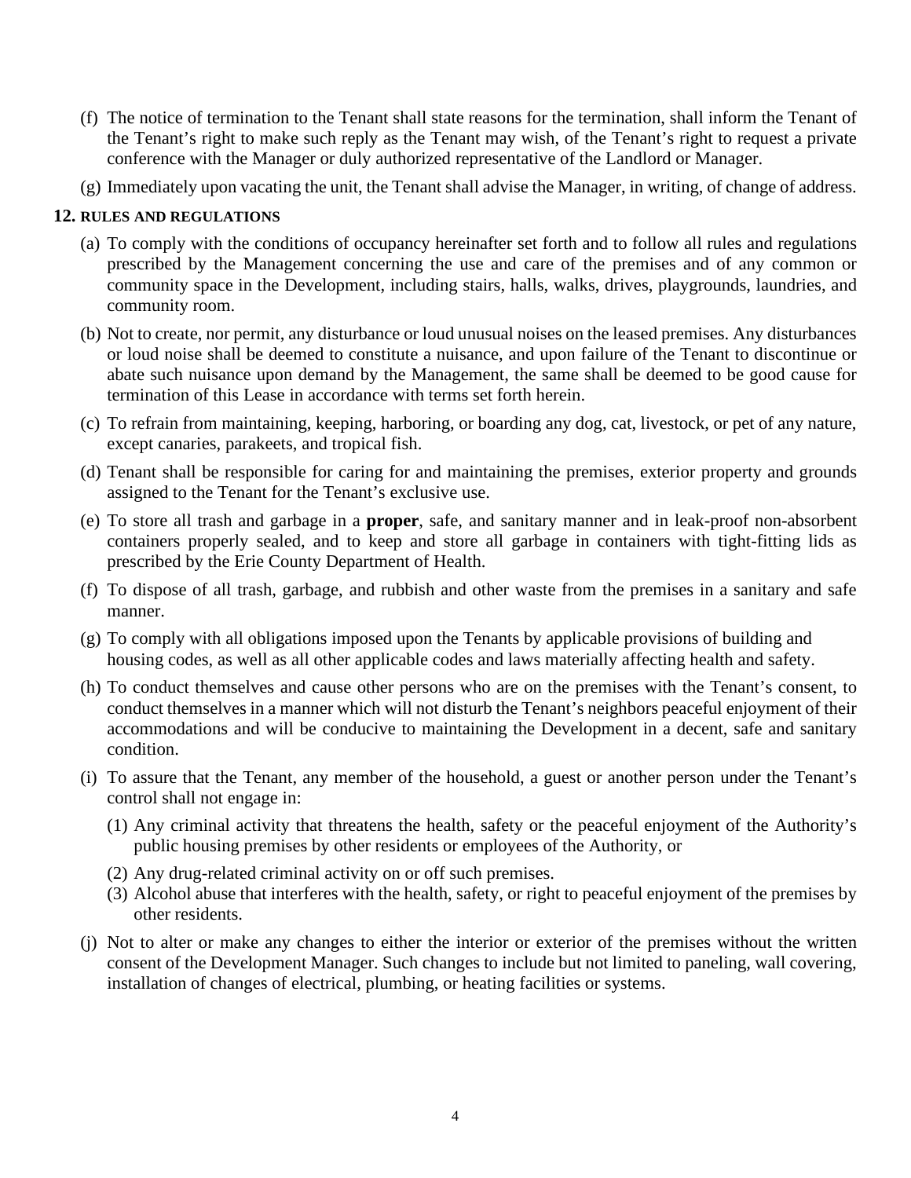(f) The notice of termination to the Tenant shall state reasons for the termination, shall inform the Tenant of the Tenant's right to make such reply as the Tenant may wish, of the Tenant's right to request a private conference with the Manager or duly authorized representative of the Landlord or Manager.

(g) Immediately upon vacating the unit, the Tenant shall advise the Manager, in writing, of change of address.

## 12. RULES AND REGULATIONS

(a) To comply with the conditions of occupancy hereinafter set forth and to follow all rules and regulations prescribed by the Management concerning the use and care of the premises and of any common or community space in the Development, including stairs, halls, walks, drives, playgrounds, laundries, and community room.

(b) Not to create, nor permit, any disturbance or loud unusual noises on the leased premises. Any disturbances or loud noise shall be deemed to constitute a nuisance, and upon failure of the Tenant to discontinue or abate such nuisance upon demand by the Management, the same shall be deemed to be good cause for termination of this Lease in accordance with terms set forth herein.

(c) To refrain from maintaining, keeping, harboring, or boarding any dog, cat, livestock, or pet of any nature, except canaries, parakeets, and tropical fish.

(d) Tenant shall be responsible for caring for and maintaining the premises, exterior property and grounds assigned to the Tenant for the Tenant's exclusive use.

(e) To store all trash and garbage in a **proper**, safe, and sanitary manner and in leak-proof non-absorbent containers properly sealed, and to keep and store all garbage in containers with tight-fitting lids as prescribed by the Erie County Department of Health.

(f) To dispose of all trash, garbage, and rubbish and other waste from the premises in a sanitary and safe manner.

(g) To comply with all obligations imposed upon the Tenants by applicable provisions of building and housing codes, as well as all other applicable codes and laws materially affecting health and safety.

(h) To conduct themselves and cause other persons who are on the premises with the Tenant's consent, to conduct themselves in a manner which will not disturb the Tenant's neighbors peaceful enjoyment of their accommodations and will be conducive to maintaining the Development in a decent, safe and sanitary condition.

(i) To assure that the Tenant, any member of the household, a guest or another person under the Tenant's control shall not engage in:

   (1) Any criminal activity that threatens the health, safety or the peaceful enjoyment of the Authority's public housing premises by other residents or employees of the Authority, or

   (2) Any drug-related criminal activity on or off such premises.

   (3) Alcohol abuse that interferes with the health, safety, or right to peaceful enjoyment of the premises by other residents.

(j) Not to alter or make any changes to either the interior or exterior of the premises without the written consent of the Development Manager. Such changes to include but not limited to paneling, wall covering, installation of changes of electrical, plumbing, or heating facilities or systems.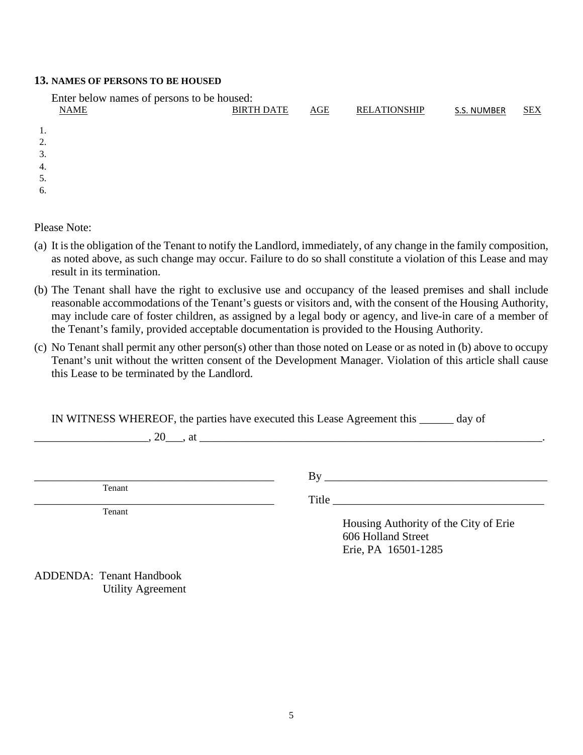### 13. NAMES OF PERSONS TO BE HOUSED

Enter below names of persons to be housed:

| | NAME | BIRTH DATE | AGE | RELATIONSHIP | S.S. NUMBER | SEX |
|---|---|---|---|---|---|---|
| 1. | | | | | | |
| 2. | | | | | | |
| 3. | | | | | | |
| 4. | | | | | | |
| 5. | | | | | | |
| 6. | | | | | | |

Please Note:

(a) It is the obligation of the Tenant to notify the Landlord, immediately, of any change in the family composition, as noted above, as such change may occur. Failure to do so shall constitute a violation of this Lease and may result in its termination.

(b) The Tenant shall have the right to exclusive use and occupancy of the leased premises and shall include reasonable accommodations of the Tenant's guests or visitors and, with the consent of the Housing Authority, may include care of foster children, as assigned by a legal body or agency, and live-in care of a member of the Tenant's family, provided acceptable documentation is provided to the Housing Authority.

(c) No Tenant shall permit any other person(s) other than those noted on Lease or as noted in (b) above to occupy Tenant's unit without the written consent of the Development Manager. Violation of this article shall cause this Lease to be terminated by the Landlord.

IN WITNESS WHEREOF, the parties have executed this Lease Agreement this ______ day of ____________________, 20___, at ______________________________________________________________.

___________________________________________
Tenant

___________________________________________
Tenant

By ________________________________________

Title ______________________________________

Housing Authority of the City of Erie
606 Holland Street
Erie, PA 16501-1285

ADDENDA: Tenant Handbook
Utility Agreement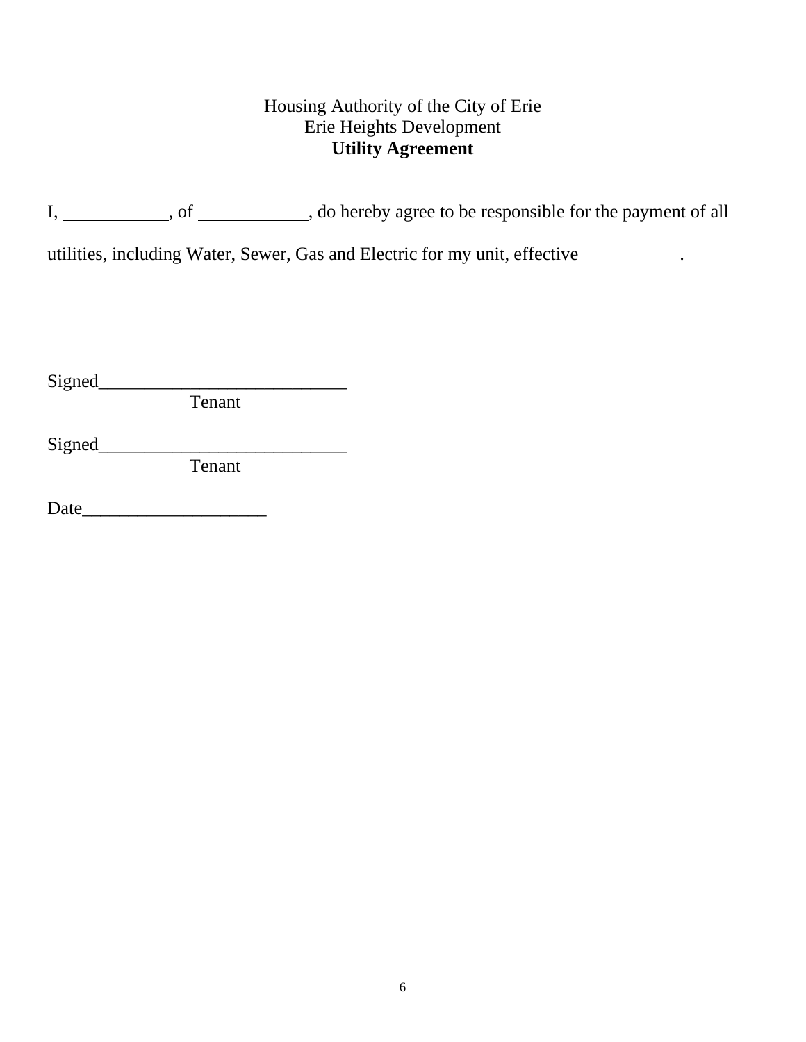Housing Authority of the City of Erie
Erie Heights Development
**Utility Agreement**

I, ____________, of ____________, do hereby agree to be responsible for the payment of all utilities, including Water, Sewer, Gas and Electric for my unit, effective ___________.

Signed____________________________
Tenant

Signed____________________________
Tenant

Date____________________